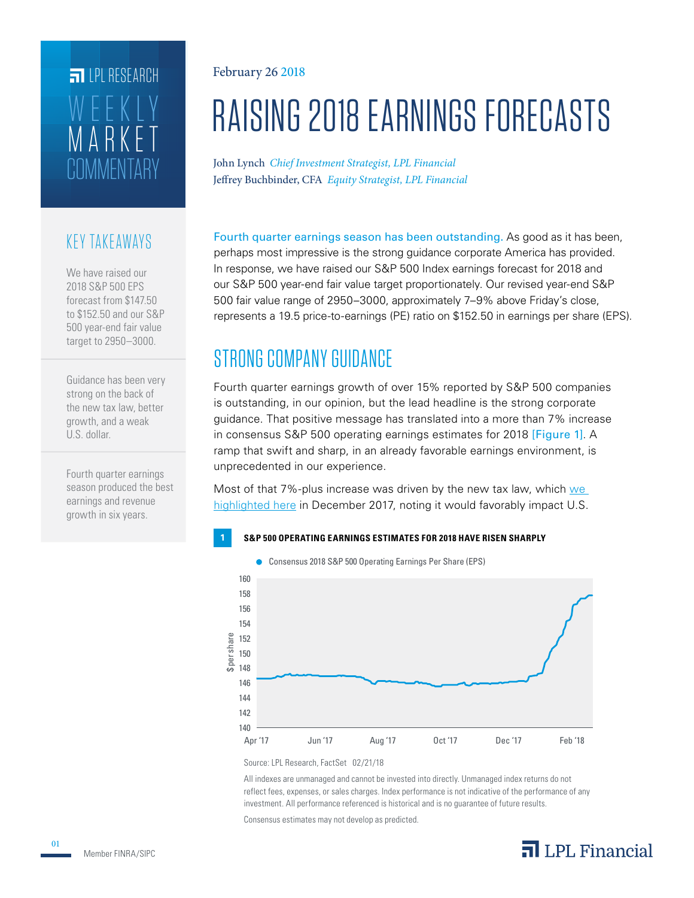LPL RESEARCH

WEEKLY MARKET COMMENTARY

February 26 2018

# RAISING 2018 EARNINGS FORECASTS

John Lynch *Chief Investment Strategist, LPL Financial*
Jeffrey Buchbinder, CFA *Equity Strategist, LPL Financial*

## KEY TAKEAWAYS

We have raised our 2018 S&P 500 EPS forecast from $147.50 to $152.50 and our S&P 500 year-end fair value target to 2950–3000.

Guidance has been very strong on the back of the new tax law, better growth, and a weak U.S. dollar.

Fourth quarter earnings season produced the best earnings and revenue growth in six years.

Fourth quarter earnings season has been outstanding. As good as it has been, perhaps most impressive is the strong guidance corporate America has provided. In response, we have raised our S&P 500 Index earnings forecast for 2018 and our S&P 500 year-end fair value target proportionately. Our revised year-end S&P 500 fair value range of 2950–3000, approximately 7–9% above Friday's close, represents a 19.5 price-to-earnings (PE) ratio on $152.50 in earnings per share (EPS).

## STRONG COMPANY GUIDANCE

Fourth quarter earnings growth of over 15% reported by S&P 500 companies is outstanding, in our opinion, but the lead headline is the strong corporate guidance. That positive message has translated into a more than 7% increase in consensus S&P 500 operating earnings estimates for 2018 [Figure 1]. A ramp that swift and sharp, in an already favorable earnings environment, is unprecedented in our experience.

Most of that 7%-plus increase was driven by the new tax law, which we highlighted here in December 2017, noting it would favorably impact U.S.

**1 S&P 500 OPERATING EARNINGS ESTIMATES FOR 2018 HAVE RISEN SHARPLY**

Source: LPL Research, FactSet 02/21/18

All indexes are unmanaged and cannot be invested into directly. Unmanaged index returns do not reflect fees, expenses, or sales charges. Index performance is not indicative of the performance of any investment. All performance referenced is historical and is no guarantee of future results.

Consensus estimates may not develop as predicted.

Member FINRA/SIPC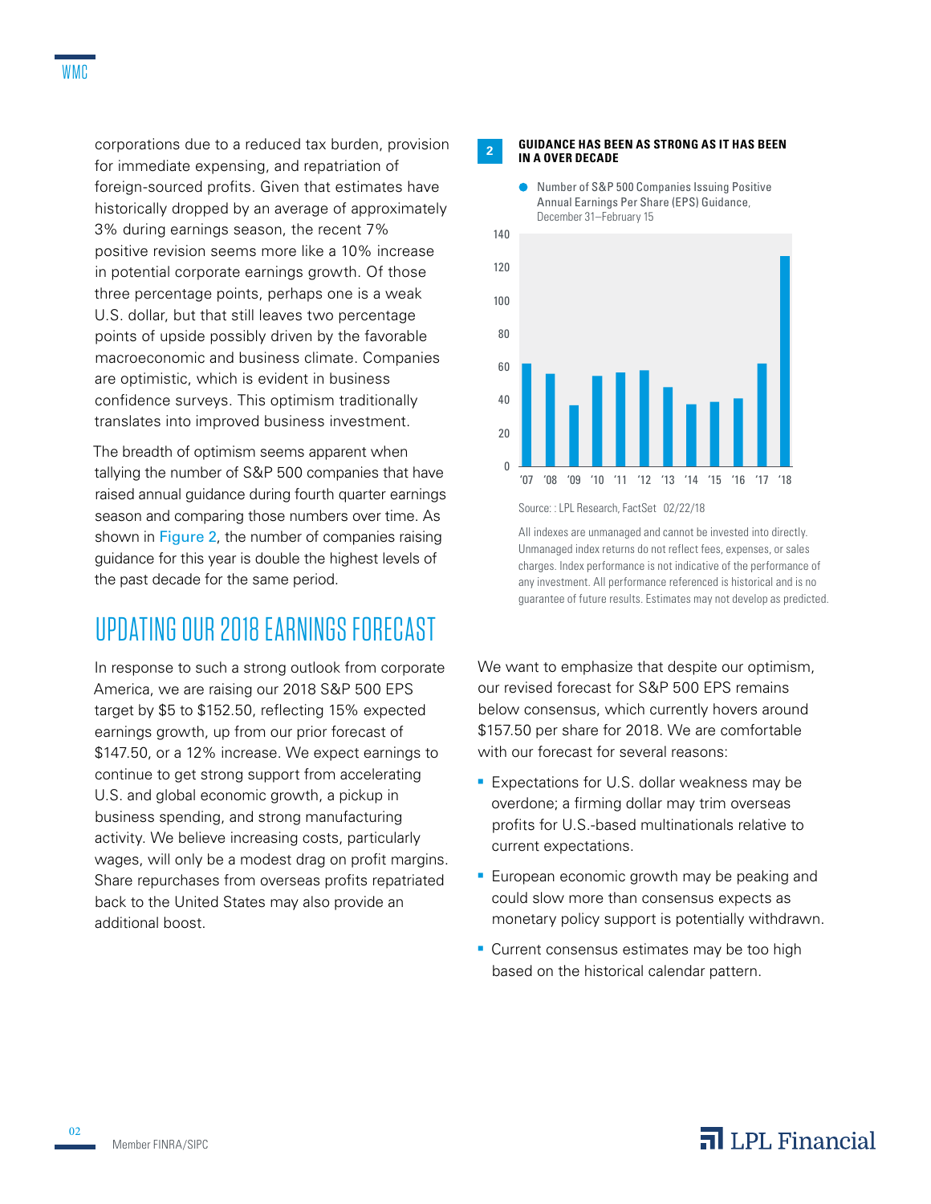corporations due to a reduced tax burden, provision for immediate expensing, and repatriation of foreign-sourced profits. Given that estimates have historically dropped by an average of approximately 3% during earnings season, the recent 7% positive revision seems more like a 10% increase in potential corporate earnings growth. Of those three percentage points, perhaps one is a weak U.S. dollar, but that still leaves two percentage points of upside possibly driven by the favorable macroeconomic and business climate. Companies are optimistic, which is evident in business confidence surveys. This optimism traditionally translates into improved business investment.

The breadth of optimism seems apparent when tallying the number of S&P 500 companies that have raised annual guidance during fourth quarter earnings season and comparing those numbers over time. As shown in Figure 2, the number of companies raising guidance for this year is double the highest levels of the past decade for the same period.

**2 GUIDANCE HAS BEEN AS STRONG AS IT HAS BEEN IN A OVER DECADE**

● Number of S&P 500 Companies Issuing Positive Annual Earnings Per Share (EPS) Guidance, December 31–February 15

Source: : LPL Research, FactSet 02/22/18

All indexes are unmanaged and cannot be invested into directly. Unmanaged index returns do not reflect fees, expenses, or sales charges. Index performance is not indicative of the performance of any investment. All performance referenced is historical and is no guarantee of future results. Estimates may not develop as predicted.

## UPDATING OUR 2018 EARNINGS FORECAST

In response to such a strong outlook from corporate America, we are raising our 2018 S&P 500 EPS target by $5 to $152.50, reflecting 15% expected earnings growth, up from our prior forecast of $147.50, or a 12% increase. We expect earnings to continue to get strong support from accelerating U.S. and global economic growth, a pickup in business spending, and strong manufacturing activity. We believe increasing costs, particularly wages, will only be a modest drag on profit margins. Share repurchases from overseas profits repatriated back to the United States may also provide an additional boost.

We want to emphasize that despite our optimism, our revised forecast for S&P 500 EPS remains below consensus, which currently hovers around $157.50 per share for 2018. We are comfortable with our forecast for several reasons:

- Expectations for U.S. dollar weakness may be overdone; a firming dollar may trim overseas profits for U.S.-based multinationals relative to current expectations.
- European economic growth may be peaking and could slow more than consensus expects as monetary policy support is potentially withdrawn.
- Current consensus estimates may be too high based on the historical calendar pattern.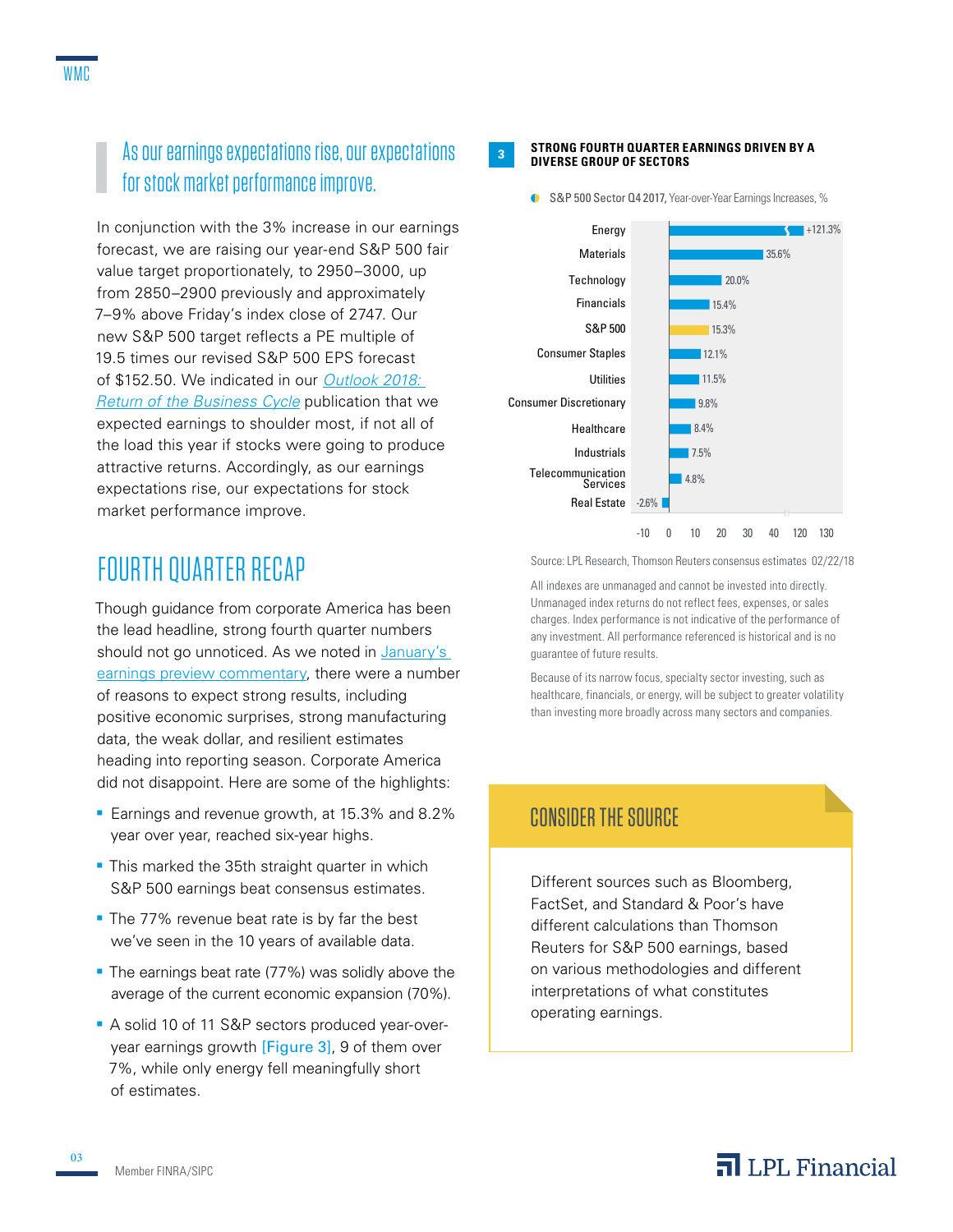> As our earnings expectations rise, our expectations for stock market performance improve.

In conjunction with the 3% increase in our earnings forecast, we are raising our year-end S&P 500 fair value target proportionately, to 2950–3000, up from 2850–2900 previously and approximately 7–9% above Friday's index close of 2747. Our new S&P 500 target reflects a PE multiple of 19.5 times our revised S&P 500 EPS forecast of $152.50. We indicated in our *Outlook 2018: Return of the Business Cycle* publication that we expected earnings to shoulder most, if not all of the load this year if stocks were going to produce attractive returns. Accordingly, as our earnings expectations rise, our expectations for stock market performance improve.

## FOURTH QUARTER RECAP

Though guidance from corporate America has been the lead headline, strong fourth quarter numbers should not go unnoticed. As we noted in January's earnings preview commentary, there were a number of reasons to expect strong results, including positive economic surprises, strong manufacturing data, the weak dollar, and resilient estimates heading into reporting season. Corporate America did not disappoint. Here are some of the highlights:

- Earnings and revenue growth, at 15.3% and 8.2% year over year, reached six-year highs.
- This marked the 35th straight quarter in which S&P 500 earnings beat consensus estimates.
- The 77% revenue beat rate is by far the best we've seen in the 10 years of available data.
- The earnings beat rate (77%) was solidly above the average of the current economic expansion (70%).
- A solid 10 of 11 S&P sectors produced year-over-year earnings growth [Figure 3], 9 of them over 7%, while only energy fell meaningfully short of estimates.

**3 STRONG FOURTH QUARTER EARNINGS DRIVEN BY A DIVERSE GROUP OF SECTORS**

S&P 500 Sector Q4 2017, Year-over-Year Earnings Increases, %

| Sector | % |
|---|---|
| Energy | +121.3% |
| Materials | 35.6% |
| Technology | 20.0% |
| Financials | 15.4% |
| S&P 500 | 15.3% |
| Consumer Staples | 12.1% |
| Utilities | 11.5% |
| Consumer Discretionary | 9.8% |
| Healthcare | 8.4% |
| Industrials | 7.5% |
| Telecommunication Services | 4.8% |
| Real Estate | -2.6% |

Source: LPL Research, Thomson Reuters consensus estimates 02/22/18

All indexes are unmanaged and cannot be invested into directly. Unmanaged index returns do not reflect fees, expenses, or sales charges. Index performance is not indicative of the performance of any investment. All performance referenced is historical and is no guarantee of future results.

Because of its narrow focus, specialty sector investing, such as healthcare, financials, or energy, will be subject to greater volatility than investing more broadly across many sectors and companies.

### CONSIDER THE SOURCE

Different sources such as Bloomberg, FactSet, and Standard & Poor's have different calculations than Thomson Reuters for S&P 500 earnings, based on various methodologies and different interpretations of what constitutes operating earnings.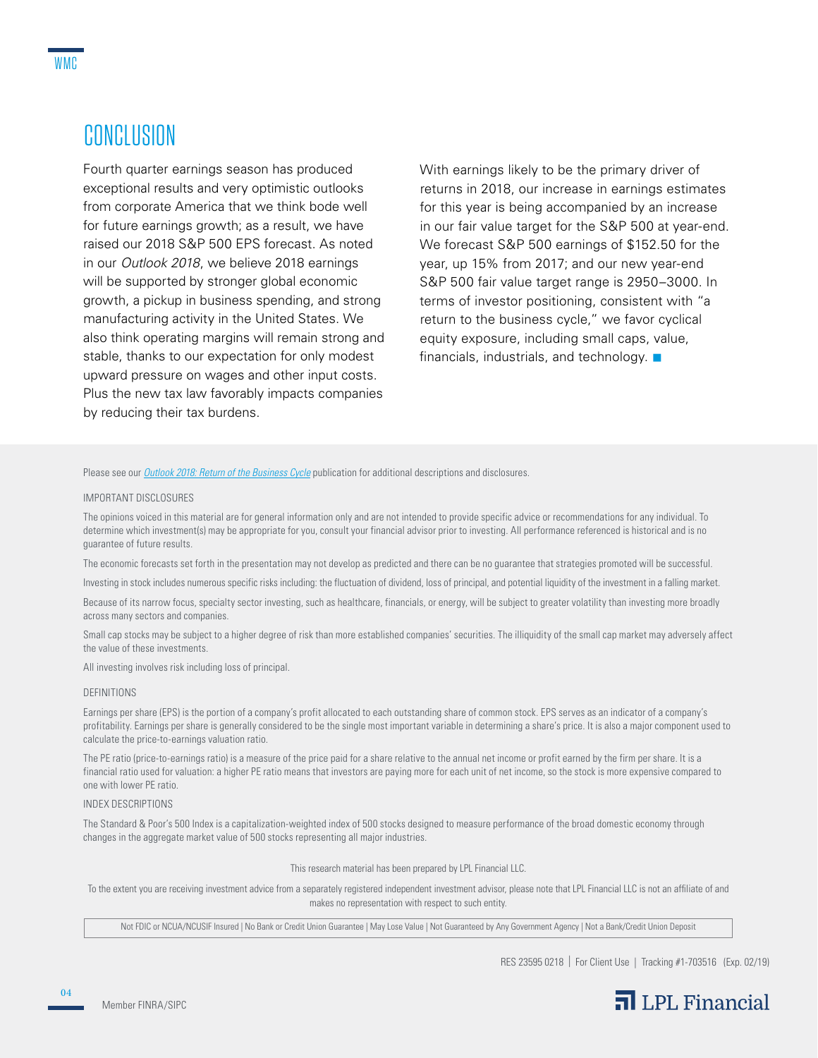## CONCLUSION

Fourth quarter earnings season has produced exceptional results and very optimistic outlooks from corporate America that we think bode well for future earnings growth; as a result, we have raised our 2018 S&P 500 EPS forecast. As noted in our *Outlook 2018*, we believe 2018 earnings will be supported by stronger global economic growth, a pickup in business spending, and strong manufacturing activity in the United States. We also think operating margins will remain strong and stable, thanks to our expectation for only modest upward pressure on wages and other input costs. Plus the new tax law favorably impacts companies by reducing their tax burdens.

With earnings likely to be the primary driver of returns in 2018, our increase in earnings estimates for this year is being accompanied by an increase in our fair value target for the S&P 500 at year-end. We forecast S&P 500 earnings of $152.50 for the year, up 15% from 2017; and our new year-end S&P 500 fair value target range is 2950–3000. In terms of investor positioning, consistent with "a return to the business cycle," we favor cyclical equity exposure, including small caps, value, financials, industrials, and technology. ■

Please see our *Outlook 2018: Return of the Business Cycle* publication for additional descriptions and disclosures.

IMPORTANT DISCLOSURES

The opinions voiced in this material are for general information only and are not intended to provide specific advice or recommendations for any individual. To determine which investment(s) may be appropriate for you, consult your financial advisor prior to investing. All performance referenced is historical and is no guarantee of future results.

The economic forecasts set forth in the presentation may not develop as predicted and there can be no guarantee that strategies promoted will be successful.

Investing in stock includes numerous specific risks including: the fluctuation of dividend, loss of principal, and potential liquidity of the investment in a falling market.

Because of its narrow focus, specialty sector investing, such as healthcare, financials, or energy, will be subject to greater volatility than investing more broadly across many sectors and companies.

Small cap stocks may be subject to a higher degree of risk than more established companies' securities. The illiquidity of the small cap market may adversely affect the value of these investments.

All investing involves risk including loss of principal.

DEFINITIONS

Earnings per share (EPS) is the portion of a company's profit allocated to each outstanding share of common stock. EPS serves as an indicator of a company's profitability. Earnings per share is generally considered to be the single most important variable in determining a share's price. It is also a major component used to calculate the price-to-earnings valuation ratio.

The PE ratio (price-to-earnings ratio) is a measure of the price paid for a share relative to the annual net income or profit earned by the firm per share. It is a financial ratio used for valuation: a higher PE ratio means that investors are paying more for each unit of net income, so the stock is more expensive compared to one with lower PE ratio.

INDEX DESCRIPTIONS

The Standard & Poor's 500 Index is a capitalization-weighted index of 500 stocks designed to measure performance of the broad domestic economy through changes in the aggregate market value of 500 stocks representing all major industries.

This research material has been prepared by LPL Financial LLC.

To the extent you are receiving investment advice from a separately registered independent investment advisor, please note that LPL Financial LLC is not an affiliate of and makes no representation with respect to such entity.

Not FDIC or NCUA/NCUSIF Insured | No Bank or Credit Union Guarantee | May Lose Value | Not Guaranteed by Any Government Agency | Not a Bank/Credit Union Deposit

RES 23595 0218 | For Client Use | Tracking #1-703516 (Exp. 02/19)

Member FINRA/SIPC

LPL Financial